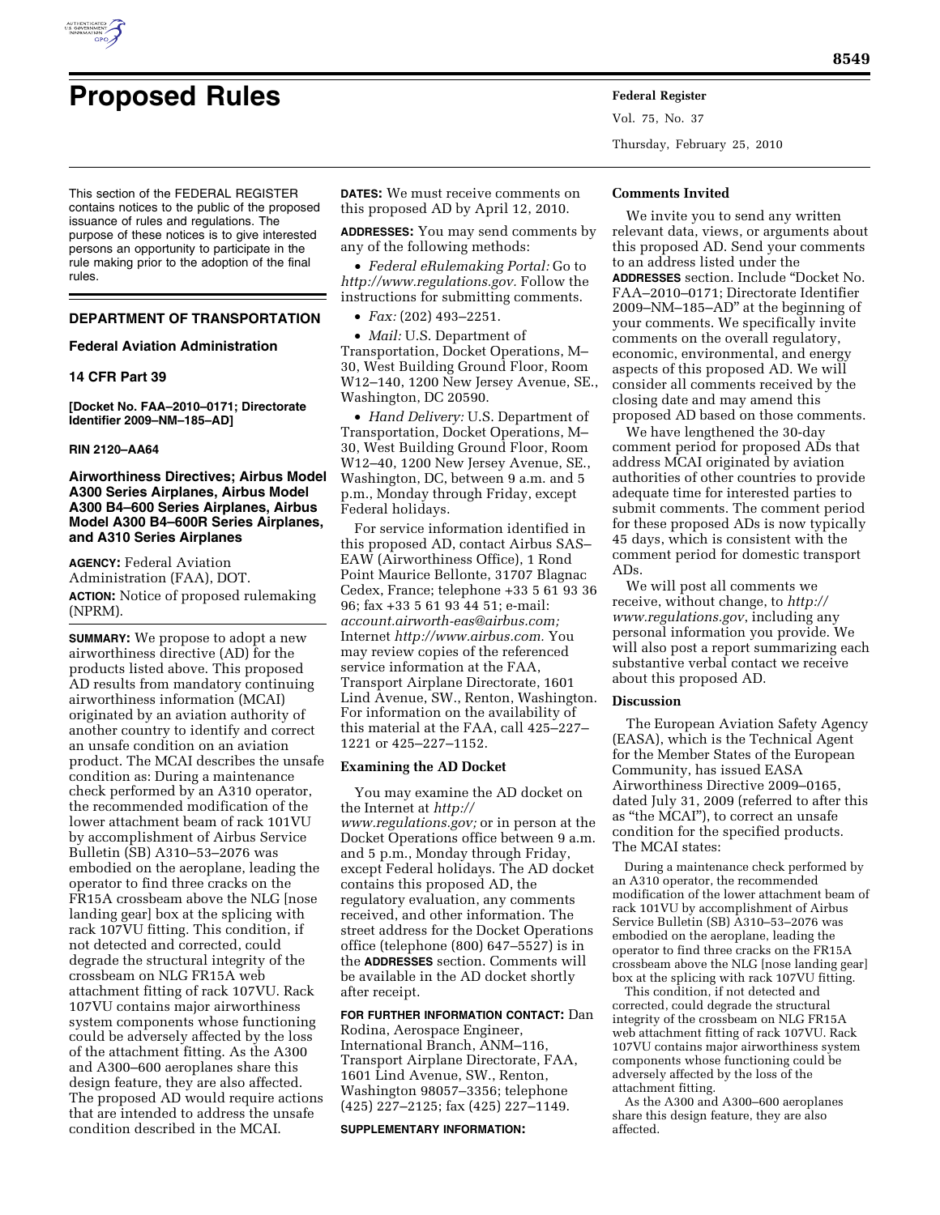# Proposed Rules

This section of the FEDERAL REGISTER contains notices to the public of the proposed issuance of rules and regulations. The purpose of these notices is to give interested persons an opportunity to participate in the rule making prior to the adoption of the final rules.

## DEPARTMENT OF TRANSPORTATION

### Federal Aviation Administration

### 14 CFR Part 39

**[Docket No. FAA–2010–0171; Directorate Identifier 2009–NM–185–AD]**

**RIN 2120–AA64**

### Airworthiness Directives; Airbus Model A300 Series Airplanes, Airbus Model A300 B4–600 Series Airplanes, Airbus Model A300 B4–600R Series Airplanes, and A310 Series Airplanes

**AGENCY:** Federal Aviation Administration (FAA), DOT.

**ACTION:** Notice of proposed rulemaking (NPRM).

**SUMMARY:** We propose to adopt a new airworthiness directive (AD) for the products listed above. This proposed AD results from mandatory continuing airworthiness information (MCAI) originated by an aviation authority of another country to identify and correct an unsafe condition on an aviation product. The MCAI describes the unsafe condition as: During a maintenance check performed by an A310 operator, the recommended modification of the lower attachment beam of rack 101VU by accomplishment of Airbus Service Bulletin (SB) A310–53–2076 was embodied on the aeroplane, leading the operator to find three cracks on the FR15A crossbeam above the NLG [nose landing gear] box at the splicing with rack 107VU fitting. This condition, if not detected and corrected, could degrade the structural integrity of the crossbeam on NLG FR15A web attachment fitting of rack 107VU. Rack 107VU contains major airworthiness system components whose functioning could be adversely affected by the loss of the attachment fitting. As the A300 and A300–600 aeroplanes share this design feature, they are also affected. The proposed AD would require actions that are intended to address the unsafe condition described in the MCAI.

**DATES:** We must receive comments on this proposed AD by April 12, 2010.

**ADDRESSES:** You may send comments by any of the following methods:

- *Federal eRulemaking Portal:* Go to *http://www.regulations.gov.* Follow the instructions for submitting comments.
- *Fax:* (202) 493–2251.
- *Mail:* U.S. Department of Transportation, Docket Operations, M–30, West Building Ground Floor, Room W12–140, 1200 New Jersey Avenue, SE., Washington, DC 20590.
- *Hand Delivery:* U.S. Department of Transportation, Docket Operations, M–30, West Building Ground Floor, Room W12–40, 1200 New Jersey Avenue, SE., Washington, DC, between 9 a.m. and 5 p.m., Monday through Friday, except Federal holidays.

For service information identified in this proposed AD, contact Airbus SAS–EAW (Airworthiness Office), 1 Rond Point Maurice Bellonte, 31707 Blagnac Cedex, France; telephone +33 5 61 93 36 96; fax +33 5 61 93 44 51; e-mail: *account.airworth-eas@airbus.com;* Internet *http://www.airbus.com.* You may review copies of the referenced service information at the FAA, Transport Airplane Directorate, 1601 Lind Avenue, SW., Renton, Washington. For information on the availability of this material at the FAA, call 425–227–1221 or 425–227–1152.

#### Examining the AD Docket

You may examine the AD docket on the Internet at *http://www.regulations.gov;* or in person at the Docket Operations office between 9 a.m. and 5 p.m., Monday through Friday, except Federal holidays. The AD docket contains this proposed AD, the regulatory evaluation, any comments received, and other information. The street address for the Docket Operations office (telephone (800) 647–5527) is in the **ADDRESSES** section. Comments will be available in the AD docket shortly after receipt.

**FOR FURTHER INFORMATION CONTACT:** Dan Rodina, Aerospace Engineer, International Branch, ANM–116, Transport Airplane Directorate, FAA, 1601 Lind Avenue, SW., Renton, Washington 98057–3356; telephone (425) 227–2125; fax (425) 227–1149.

**SUPPLEMENTARY INFORMATION:**

#### Comments Invited

We invite you to send any written relevant data, views, or arguments about this proposed AD. Send your comments to an address listed under the **ADDRESSES** section. Include "Docket No. FAA–2010–0171; Directorate Identifier 2009–NM–185–AD" at the beginning of your comments. We specifically invite comments on the overall regulatory, economic, environmental, and energy aspects of this proposed AD. We will consider all comments received by the closing date and may amend this proposed AD based on those comments.

We have lengthened the 30-day comment period for proposed ADs that address MCAI originated by aviation authorities of other countries to provide adequate time for interested parties to submit comments. The comment period for these proposed ADs is now typically 45 days, which is consistent with the comment period for domestic transport ADs.

We will post all comments we receive, without change, to *http://www.regulations.gov*, including any personal information you provide. We will also post a report summarizing each substantive verbal contact we receive about this proposed AD.

#### Discussion

The European Aviation Safety Agency (EASA), which is the Technical Agent for the Member States of the European Community, has issued EASA Airworthiness Directive 2009–0165, dated July 31, 2009 (referred to after this as "the MCAI"), to correct an unsafe condition for the specified products. The MCAI states:

> During a maintenance check performed by an A310 operator, the recommended modification of the lower attachment beam of rack 101VU by accomplishment of Airbus Service Bulletin (SB) A310–53–2076 was embodied on the aeroplane, leading the operator to find three cracks on the FR15A crossbeam above the NLG [nose landing gear] box at the splicing with rack 107VU fitting.
>
> This condition, if not detected and corrected, could degrade the structural integrity of the crossbeam on NLG FR15A web attachment fitting of rack 107VU. Rack 107VU contains major airworthiness system components whose functioning could be adversely affected by the loss of the attachment fitting.
>
> As the A300 and A300–600 aeroplanes share this design feature, they are also affected.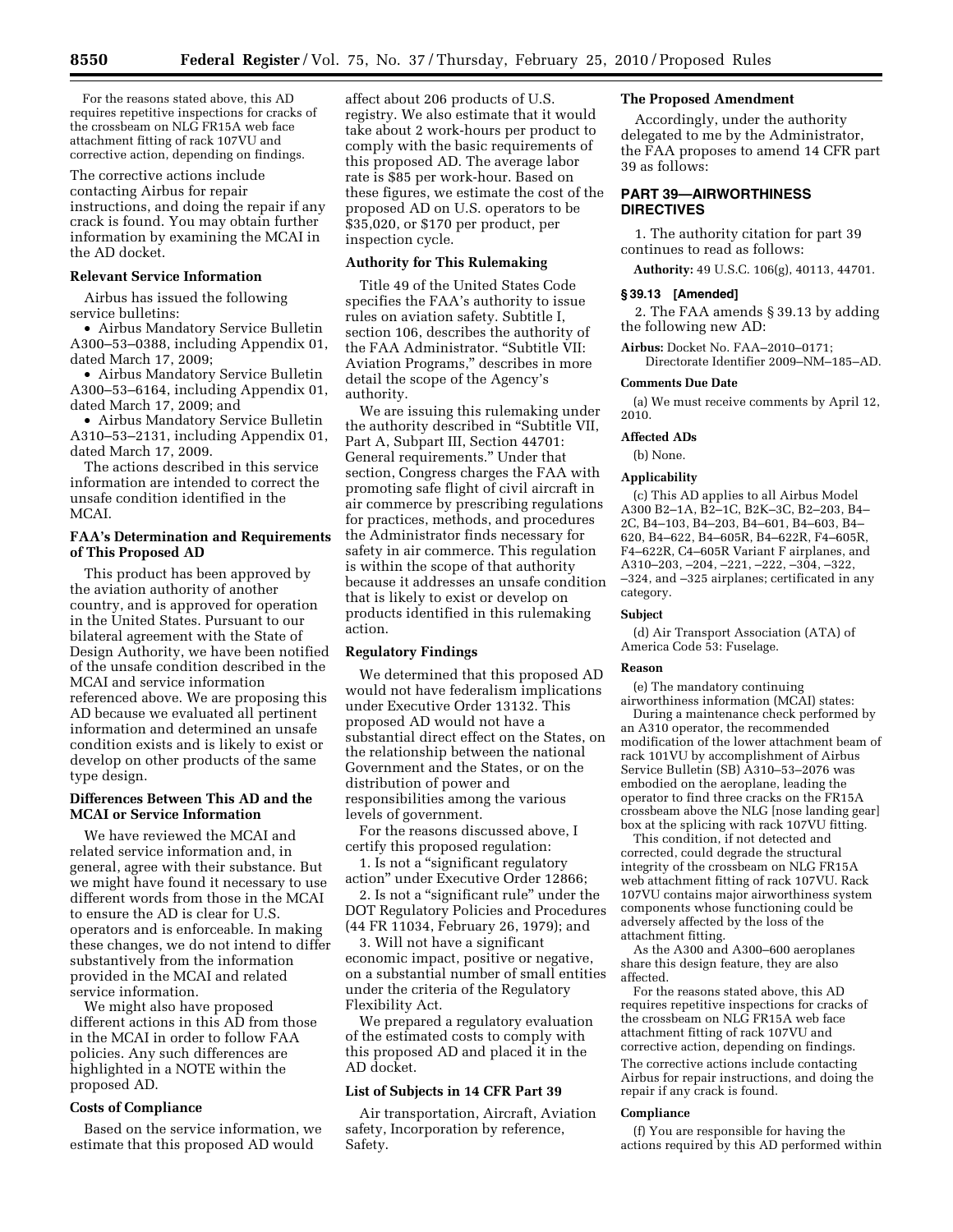For the reasons stated above, this AD requires repetitive inspections for cracks of the crossbeam on NLG FR15A web face attachment fitting of rack 107VU and corrective action, depending on findings.

The corrective actions include contacting Airbus for repair instructions, and doing the repair if any crack is found. You may obtain further information by examining the MCAI in the AD docket.

### Relevant Service Information

Airbus has issued the following service bulletins:

- Airbus Mandatory Service Bulletin A300–53–0388, including Appendix 01, dated March 17, 2009;
- Airbus Mandatory Service Bulletin A300–53–6164, including Appendix 01, dated March 17, 2009; and
- Airbus Mandatory Service Bulletin A310–53–2131, including Appendix 01, dated March 17, 2009.

The actions described in this service information are intended to correct the unsafe condition identified in the MCAI.

### FAA's Determination and Requirements of This Proposed AD

This product has been approved by the aviation authority of another country, and is approved for operation in the United States. Pursuant to our bilateral agreement with the State of Design Authority, we have been notified of the unsafe condition described in the MCAI and service information referenced above. We are proposing this AD because we evaluated all pertinent information and determined an unsafe condition exists and is likely to exist or develop on other products of the same type design.

### Differences Between This AD and the MCAI or Service Information

We have reviewed the MCAI and related service information and, in general, agree with their substance. But we might have found it necessary to use different words from those in the MCAI to ensure the AD is clear for U.S. operators and is enforceable. In making these changes, we do not intend to differ substantively from the information provided in the MCAI and related service information.

We might also have proposed different actions in this AD from those in the MCAI in order to follow FAA policies. Any such differences are highlighted in a NOTE within the proposed AD.

### Costs of Compliance

Based on the service information, we estimate that this proposed AD would affect about 206 products of U.S. registry. We also estimate that it would take about 2 work-hours per product to comply with the basic requirements of this proposed AD. The average labor rate is $85 per work-hour. Based on these figures, we estimate the cost of the proposed AD on U.S. operators to be $35,020, or $170 per product, per inspection cycle.

### Authority for This Rulemaking

Title 49 of the United States Code specifies the FAA's authority to issue rules on aviation safety. Subtitle I, section 106, describes the authority of the FAA Administrator. "Subtitle VII: Aviation Programs," describes in more detail the scope of the Agency's authority.

We are issuing this rulemaking under the authority described in "Subtitle VII, Part A, Subpart III, Section 44701: General requirements." Under that section, Congress charges the FAA with promoting safe flight of civil aircraft in air commerce by prescribing regulations for practices, methods, and procedures the Administrator finds necessary for safety in air commerce. This regulation is within the scope of that authority because it addresses an unsafe condition that is likely to exist or develop on products identified in this rulemaking action.

### Regulatory Findings

We determined that this proposed AD would not have federalism implications under Executive Order 13132. This proposed AD would not have a substantial direct effect on the States, on the relationship between the national Government and the States, or on the distribution of power and responsibilities among the various levels of government.

For the reasons discussed above, I certify this proposed regulation:

1. Is not a "significant regulatory action" under Executive Order 12866;

2. Is not a "significant rule" under the DOT Regulatory Policies and Procedures (44 FR 11034, February 26, 1979); and

3. Will not have a significant economic impact, positive or negative, on a substantial number of small entities under the criteria of the Regulatory Flexibility Act.

We prepared a regulatory evaluation of the estimated costs to comply with this proposed AD and placed it in the AD docket.

### List of Subjects in 14 CFR Part 39

Air transportation, Aircraft, Aviation safety, Incorporation by reference, Safety.

### The Proposed Amendment

Accordingly, under the authority delegated to me by the Administrator, the FAA proposes to amend 14 CFR part 39 as follows:

## PART 39—AIRWORTHINESS DIRECTIVES

1. The authority citation for part 39 continues to read as follows:

**Authority:** 49 U.S.C. 106(g), 40113, 44701.

### § 39.13 [Amended]

2. The FAA amends § 39.13 by adding the following new AD:

**Airbus:** Docket No. FAA–2010–0171; Directorate Identifier 2009–NM–185–AD.

#### Comments Due Date

(a) We must receive comments by April 12, 2010.

#### Affected ADs

(b) None.

#### Applicability

(c) This AD applies to all Airbus Model A300 B2–1A, B2–1C, B2K–3C, B2–203, B4–2C, B4–103, B4–203, B4–601, B4–603, B4–620, B4–622, B4–605R, B4–622R, F4–605R, F4–622R, C4–605R Variant F airplanes, and A310–203, –204, –221, –222, –304, –322, –324, and –325 airplanes; certificated in any category.

#### Subject

(d) Air Transport Association (ATA) of America Code 53: Fuselage.

#### Reason

(e) The mandatory continuing airworthiness information (MCAI) states:

During a maintenance check performed by an A310 operator, the recommended modification of the lower attachment beam of rack 101VU by accomplishment of Airbus Service Bulletin (SB) A310–53–2076 was embodied on the aeroplane, leading the operator to find three cracks on the FR15A crossbeam above the NLG [nose landing gear] box at the splicing with rack 107VU fitting.

This condition, if not detected and corrected, could degrade the structural integrity of the crossbeam on NLG FR15A web attachment fitting of rack 107VU. Rack 107VU contains major airworthiness system components whose functioning could be adversely affected by the loss of the attachment fitting.

As the A300 and A300–600 aeroplanes share this design feature, they are also affected.

For the reasons stated above, this AD requires repetitive inspections for cracks of the crossbeam on NLG FR15A web face attachment fitting of rack 107VU and corrective action, depending on findings.

The corrective actions include contacting Airbus for repair instructions, and doing the repair if any crack is found.

#### Compliance

(f) You are responsible for having the actions required by this AD performed within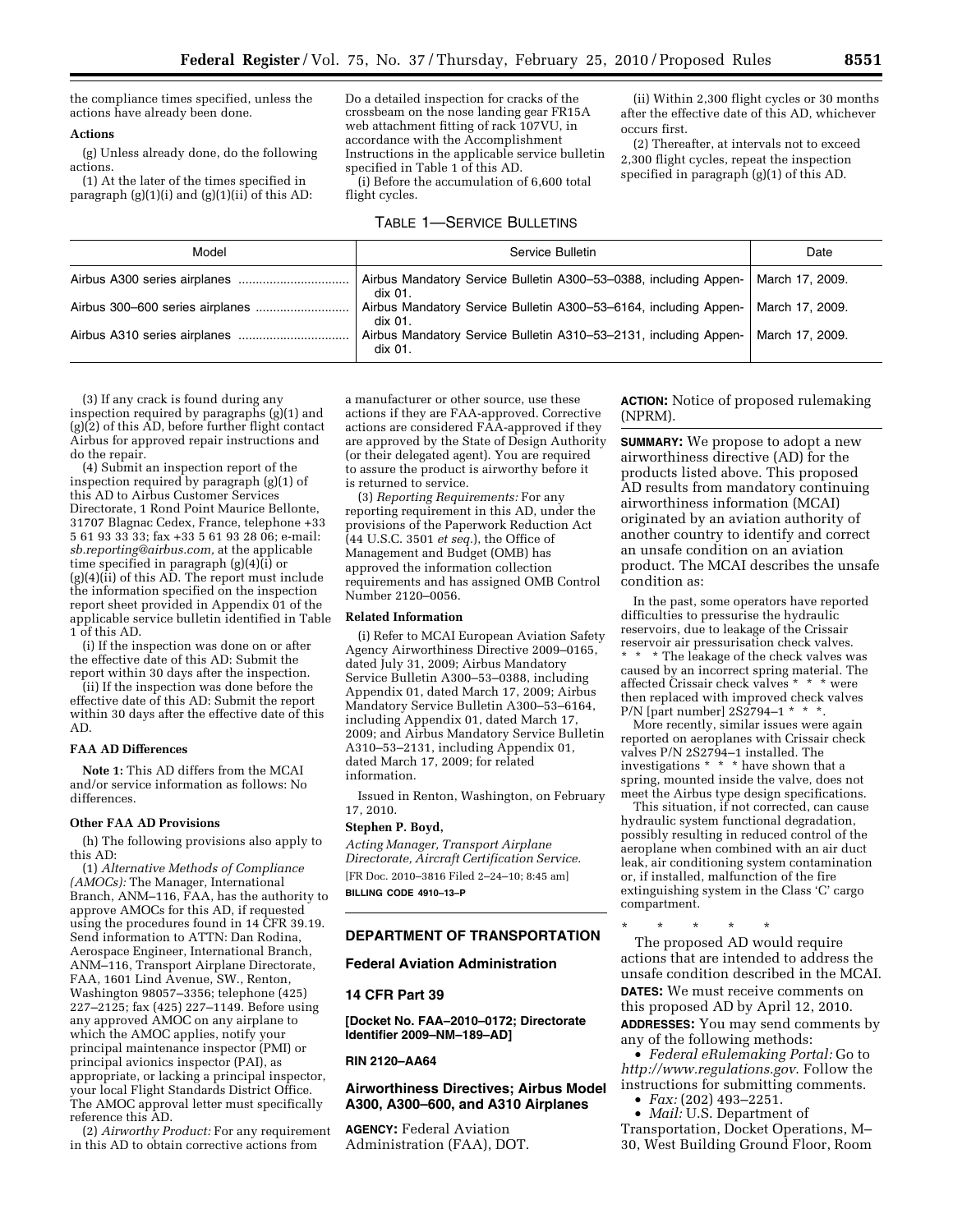the compliance times specified, unless the actions have already been done.

### Actions

(g) Unless already done, do the following actions.

(1) At the later of the times specified in paragraph (g)(1)(i) and (g)(1)(ii) of this AD: Do a detailed inspection for cracks of the crossbeam on the nose landing gear FR15A web attachment fitting of rack 107VU, in accordance with the Accomplishment Instructions in the applicable service bulletin specified in Table 1 of this AD.

(i) Before the accumulation of 6,600 total flight cycles.

(ii) Within 2,300 flight cycles or 30 months after the effective date of this AD, whichever occurs first.

(2) Thereafter, at intervals not to exceed 2,300 flight cycles, repeat the inspection specified in paragraph (g)(1) of this AD.

TABLE 1—SERVICE BULLETINS

| Model | Service Bulletin | Date |
|---|---|---|
| Airbus A300 series airplanes | Airbus Mandatory Service Bulletin A300–53–0388, including Appendix 01. | March 17, 2009. |
| Airbus 300–600 series airplanes | Airbus Mandatory Service Bulletin A300–53–6164, including Appendix 01. | March 17, 2009. |
| Airbus A310 series airplanes | Airbus Mandatory Service Bulletin A310–53–2131, including Appendix 01. | March 17, 2009. |

(3) If any crack is found during any inspection required by paragraphs (g)(1) and (g)(2) of this AD, before further flight contact Airbus for approved repair instructions and do the repair.

(4) Submit an inspection report of the inspection required by paragraph (g)(1) of this AD to Airbus Customer Services Directorate, 1 Rond Point Maurice Bellonte, 31707 Blagnac Cedex, France, telephone +33 5 61 93 33 33; fax +33 5 61 93 28 06; e-mail: *sb.reporting@airbus.com,* at the applicable time specified in paragraph (g)(4)(i) or (g)(4)(ii) of this AD. The report must include the information specified on the inspection report sheet provided in Appendix 01 of the applicable service bulletin identified in Table 1 of this AD.

(i) If the inspection was done on or after the effective date of this AD: Submit the report within 30 days after the inspection.

(ii) If the inspection was done before the effective date of this AD: Submit the report within 30 days after the effective date of this AD.

### FAA AD Differences

**Note 1:** This AD differs from the MCAI and/or service information as follows: No differences.

### Other FAA AD Provisions

(h) The following provisions also apply to this AD:

(1) *Alternative Methods of Compliance (AMOCs):* The Manager, International Branch, ANM–116, FAA, has the authority to approve AMOCs for this AD, if requested using the procedures found in 14 CFR 39.19. Send information to ATTN: Dan Rodina, Aerospace Engineer, International Branch, ANM–116, Transport Airplane Directorate, FAA, 1601 Lind Avenue, SW., Renton, Washington 98057–3356; telephone (425) 227–2125; fax (425) 227–1149. Before using any approved AMOC on any airplane to which the AMOC applies, notify your principal maintenance inspector (PMI) or principal avionics inspector (PAI), as appropriate, or lacking a principal inspector, your local Flight Standards District Office. The AMOC approval letter must specifically reference this AD.

(2) *Airworthy Product:* For any requirement in this AD to obtain corrective actions from a manufacturer or other source, use these actions if they are FAA-approved. Corrective actions are considered FAA-approved if they are approved by the State of Design Authority (or their delegated agent). You are required to assure the product is airworthy before it is returned to service.

(3) *Reporting Requirements:* For any reporting requirement in this AD, under the provisions of the Paperwork Reduction Act (44 U.S.C. 3501 *et seq.*), the Office of Management and Budget (OMB) has approved the information collection requirements and has assigned OMB Control Number 2120–0056.

### Related Information

(i) Refer to MCAI European Aviation Safety Agency Airworthiness Directive 2009–0165, dated July 31, 2009; Airbus Mandatory Service Bulletin A300–53–0388, including Appendix 01, dated March 17, 2009; Airbus Mandatory Service Bulletin A300–53–6164, including Appendix 01, dated March 17, 2009; and Airbus Mandatory Service Bulletin A310–53–2131, including Appendix 01, dated March 17, 2009; for related information.

Issued in Renton, Washington, on February 17, 2010.

**Stephen P. Boyd,**

*Acting Manager, Transport Airplane Directorate, Aircraft Certification Service.*

[FR Doc. 2010–3816 Filed 2–24–10; 8:45 am]

**BILLING CODE 4910–13–P**

---

## DEPARTMENT OF TRANSPORTATION

## Federal Aviation Administration

## 14 CFR Part 39

**[Docket No. FAA–2010–0172; Directorate Identifier 2009–NM–189–AD]**

**RIN 2120–AA64**

## Airworthiness Directives; Airbus Model A300, A300–600, and A310 Airplanes

**AGENCY:** Federal Aviation Administration (FAA), DOT.

**ACTION:** Notice of proposed rulemaking (NPRM).

**SUMMARY:** We propose to adopt a new airworthiness directive (AD) for the products listed above. This proposed AD results from mandatory continuing airworthiness information (MCAI) originated by an aviation authority of another country to identify and correct an unsafe condition on an aviation product. The MCAI describes the unsafe condition as:

> In the past, some operators have reported difficulties to pressurise the hydraulic reservoirs, due to leakage of the Crissair reservoir air pressurisation check valves. * * * The leakage of the check valves was caused by an incorrect spring material. The affected Crissair check valves * * * were then replaced with improved check valves P/N [part number] 2S2794–1 * * *.
>
> More recently, similar issues were again reported on aeroplanes with Crissair check valves P/N 2S2794–1 installed. The investigations * * * have shown that a spring, mounted inside the valve, does not meet the Airbus type design specifications.
>
> This situation, if not corrected, can cause hydraulic system functional degradation, possibly resulting in reduced control of the aeroplane when combined with an air duct leak, air conditioning system contamination or, if installed, malfunction of the fire extinguishing system in the Class 'C' cargo compartment.
>
> * * * * *

The proposed AD would require actions that are intended to address the unsafe condition described in the MCAI.

**DATES:** We must receive comments on this proposed AD by April 12, 2010.

**ADDRESSES:** You may send comments by any of the following methods:

- *Federal eRulemaking Portal:* Go to *http://www.regulations.gov*. Follow the instructions for submitting comments.
- *Fax:* (202) 493–2251.
- *Mail:* U.S. Department of Transportation, Docket Operations, M–30, West Building Ground Floor, Room